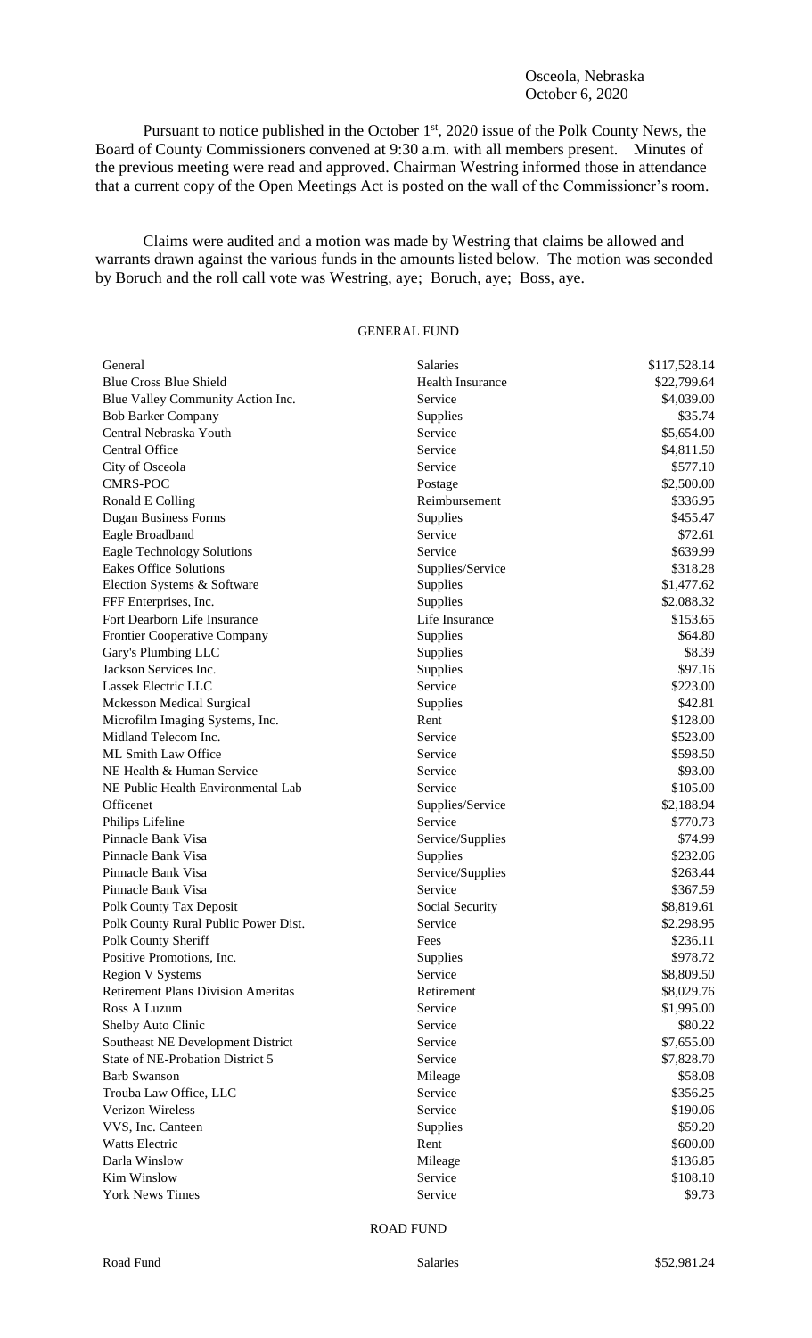Osceola, Nebraska
October 6, 2020

Pursuant to notice published in the October 1st, 2020 issue of the Polk County News, the Board of County Commissioners convened at 9:30 a.m. with all members present. Minutes of the previous meeting were read and approved. Chairman Westring informed those in attendance that a current copy of the Open Meetings Act is posted on the wall of the Commissioner's room.

Claims were audited and a motion was made by Westring that claims be allowed and warrants drawn against the various funds in the amounts listed below. The motion was seconded by Boruch and the roll call vote was Westring, aye; Boruch, aye; Boss, aye.

GENERAL FUND

| | | |
|---|---|---|
| General | Salaries | $117,528.14 |
| Blue Cross Blue Shield | Health Insurance | $22,799.64 |
| Blue Valley Community Action Inc. | Service | $4,039.00 |
| Bob Barker Company | Supplies | $35.74 |
| Central Nebraska Youth | Service | $5,654.00 |
| Central Office | Service | $4,811.50 |
| City of Osceola | Service | $577.10 |
| CMRS-POC | Postage | $2,500.00 |
| Ronald E Colling | Reimbursement | $336.95 |
| Dugan Business Forms | Supplies | $455.47 |
| Eagle Broadband | Service | $72.61 |
| Eagle Technology Solutions | Service | $639.99 |
| Eakes Office Solutions | Supplies/Service | $318.28 |
| Election Systems & Software | Supplies | $1,477.62 |
| FFF Enterprises, Inc. | Supplies | $2,088.32 |
| Fort Dearborn Life Insurance | Life Insurance | $153.65 |
| Frontier Cooperative Company | Supplies | $64.80 |
| Gary's Plumbing LLC | Supplies | $8.39 |
| Jackson Services Inc. | Supplies | $97.16 |
| Lassek Electric LLC | Service | $223.00 |
| Mckesson Medical Surgical | Supplies | $42.81 |
| Microfilm Imaging Systems, Inc. | Rent | $128.00 |
| Midland Telecom Inc. | Service | $523.00 |
| ML Smith Law Office | Service | $598.50 |
| NE Health & Human Service | Service | $93.00 |
| NE Public Health Environmental Lab | Service | $105.00 |
| Officenet | Supplies/Service | $2,188.94 |
| Philips Lifeline | Service | $770.73 |
| Pinnacle Bank Visa | Service/Supplies | $74.99 |
| Pinnacle Bank Visa | Supplies | $232.06 |
| Pinnacle Bank Visa | Service/Supplies | $263.44 |
| Pinnacle Bank Visa | Service | $367.59 |
| Polk County Tax Deposit | Social Security | $8,819.61 |
| Polk County Rural Public Power Dist. | Service | $2,298.95 |
| Polk County Sheriff | Fees | $236.11 |
| Positive Promotions, Inc. | Supplies | $978.72 |
| Region V Systems | Service | $8,809.50 |
| Retirement Plans Division Ameritas | Retirement | $8,029.76 |
| Ross A Luzum | Service | $1,995.00 |
| Shelby Auto Clinic | Service | $80.22 |
| Southeast NE Development District | Service | $7,655.00 |
| State of NE-Probation District 5 | Service | $7,828.70 |
| Barb Swanson | Mileage | $58.08 |
| Trouba Law Office, LLC | Service | $356.25 |
| Verizon Wireless | Service | $190.06 |
| VVS, Inc. Canteen | Supplies | $59.20 |
| Watts Electric | Rent | $600.00 |
| Darla Winslow | Mileage | $136.85 |
| Kim Winslow | Service | $108.10 |
| York News Times | Service | $9.73 |

ROAD FUND

| | | |
|---|---|---|
| Road Fund | Salaries | $52,981.24 |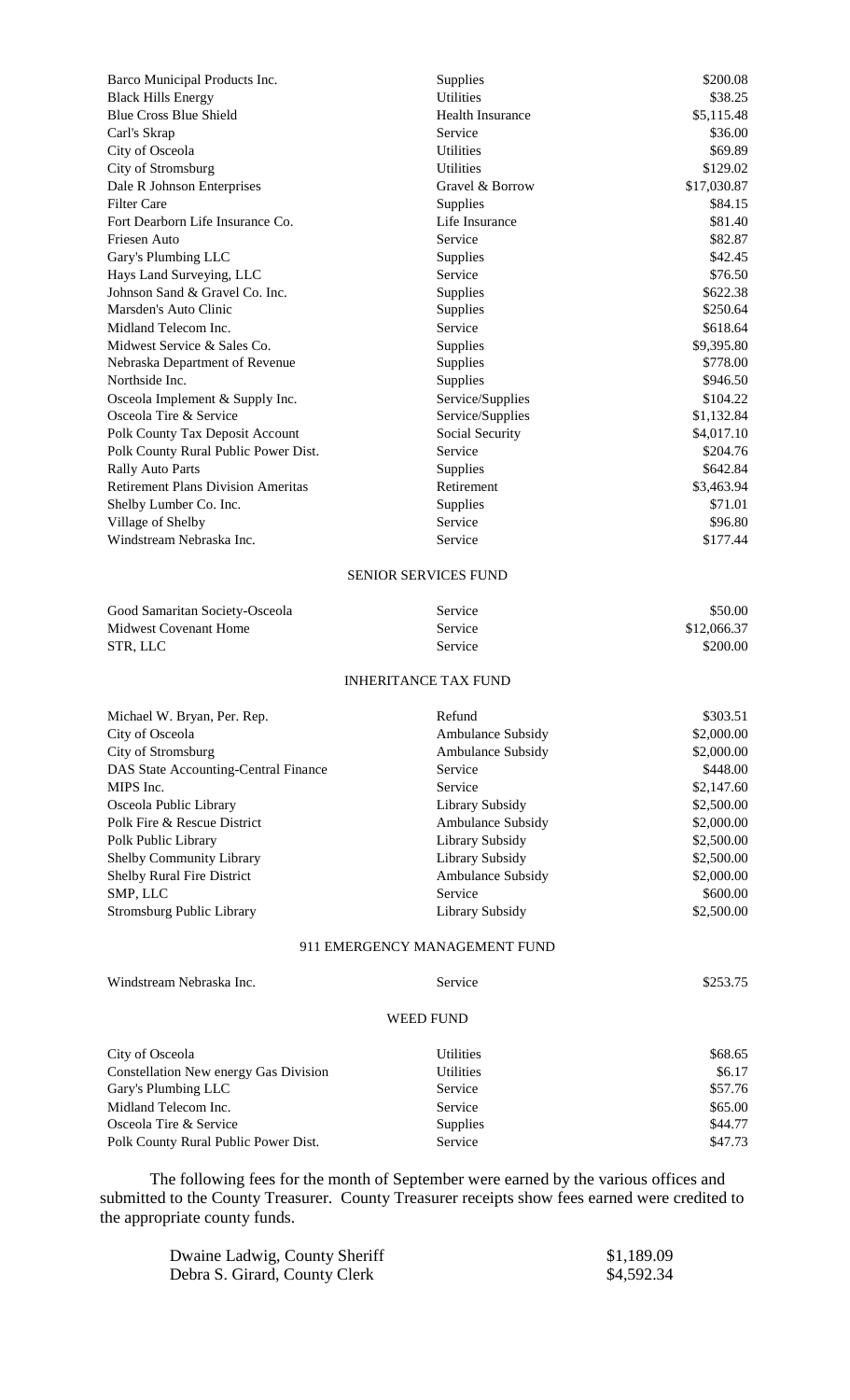| | | |
|---|---|---|
| Barco Municipal Products Inc. | Supplies | $200.08 |
| Black Hills Energy | Utilities | $38.25 |
| Blue Cross Blue Shield | Health Insurance | $5,115.48 |
| Carl's Skrap | Service | $36.00 |
| City of Osceola | Utilities | $69.89 |
| City of Stromsburg | Utilities | $129.02 |
| Dale R Johnson Enterprises | Gravel & Borrow | $17,030.87 |
| Filter Care | Supplies | $84.15 |
| Fort Dearborn Life Insurance Co. | Life Insurance | $81.40 |
| Friesen Auto | Service | $82.87 |
| Gary's Plumbing LLC | Supplies | $42.45 |
| Hays Land Surveying, LLC | Service | $76.50 |
| Johnson Sand & Gravel Co. Inc. | Supplies | $622.38 |
| Marsden's Auto Clinic | Supplies | $250.64 |
| Midland Telecom Inc. | Service | $618.64 |
| Midwest Service & Sales Co. | Supplies | $9,395.80 |
| Nebraska Department of Revenue | Supplies | $778.00 |
| Northside Inc. | Supplies | $946.50 |
| Osceola Implement & Supply Inc. | Service/Supplies | $104.22 |
| Osceola Tire & Service | Service/Supplies | $1,132.84 |
| Polk County Tax Deposit Account | Social Security | $4,017.10 |
| Polk County Rural Public Power Dist. | Service | $204.76 |
| Rally Auto Parts | Supplies | $642.84 |
| Retirement Plans Division Ameritas | Retirement | $3,463.94 |
| Shelby Lumber Co. Inc. | Supplies | $71.01 |
| Village of Shelby | Service | $96.80 |
| Windstream Nebraska Inc. | Service | $177.44 |

SENIOR SERVICES FUND

| | | |
|---|---|---|
| Good Samaritan Society-Osceola | Service | $50.00 |
| Midwest Covenant Home | Service | $12,066.37 |
| STR, LLC | Service | $200.00 |

INHERITANCE TAX FUND

| | | |
|---|---|---|
| Michael W. Bryan, Per. Rep. | Refund | $303.51 |
| City of Osceola | Ambulance Subsidy | $2,000.00 |
| City of Stromsburg | Ambulance Subsidy | $2,000.00 |
| DAS State Accounting-Central Finance | Service | $448.00 |
| MIPS Inc. | Service | $2,147.60 |
| Osceola Public Library | Library Subsidy | $2,500.00 |
| Polk Fire & Rescue District | Ambulance Subsidy | $2,000.00 |
| Polk Public Library | Library Subsidy | $2,500.00 |
| Shelby Community Library | Library Subsidy | $2,500.00 |
| Shelby Rural Fire District | Ambulance Subsidy | $2,000.00 |
| SMP, LLC | Service | $600.00 |
| Stromsburg Public Library | Library Subsidy | $2,500.00 |

911 EMERGENCY MANAGEMENT FUND

| | | |
|---|---|---|
| Windstream Nebraska Inc. | Service | $253.75 |

WEED FUND

| | | |
|---|---|---|
| City of Osceola | Utilities | $68.65 |
| Constellation New energy Gas Division | Utilities | $6.17 |
| Gary's Plumbing LLC | Service | $57.76 |
| Midland Telecom Inc. | Service | $65.00 |
| Osceola Tire & Service | Supplies | $44.77 |
| Polk County Rural Public Power Dist. | Service | $47.73 |

The following fees for the month of September were earned by the various offices and submitted to the County Treasurer. County Treasurer receipts show fees earned were credited to the appropriate county funds.

| | |
|---|---|
| Dwaine Ladwig, County Sheriff | $1,189.09 |
| Debra S. Girard, County Clerk | $4,592.34 |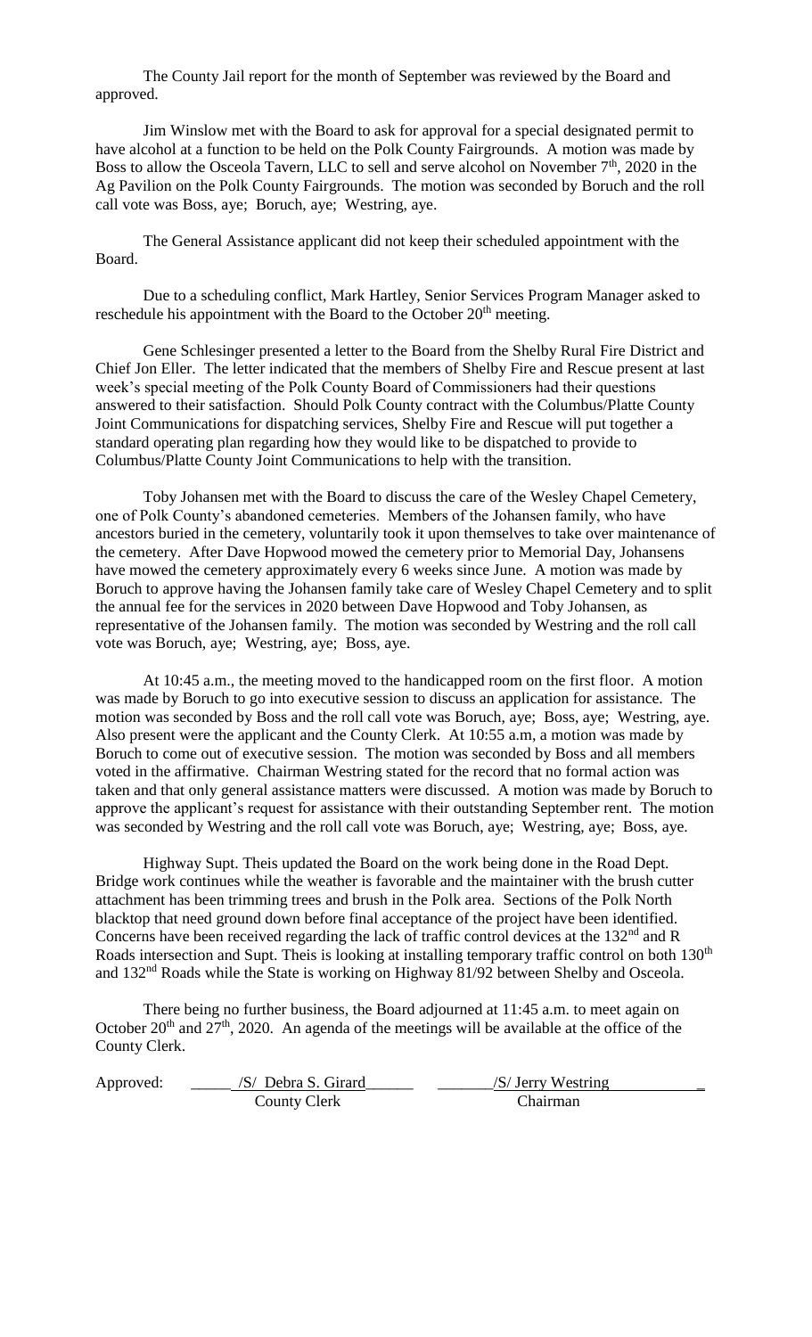The County Jail report for the month of September was reviewed by the Board and approved.

Jim Winslow met with the Board to ask for approval for a special designated permit to have alcohol at a function to be held on the Polk County Fairgrounds. A motion was made by Boss to allow the Osceola Tavern, LLC to sell and serve alcohol on November 7th, 2020 in the Ag Pavilion on the Polk County Fairgrounds. The motion was seconded by Boruch and the roll call vote was Boss, aye; Boruch, aye; Westring, aye.

The General Assistance applicant did not keep their scheduled appointment with the Board.

Due to a scheduling conflict, Mark Hartley, Senior Services Program Manager asked to reschedule his appointment with the Board to the October 20th meeting.

Gene Schlesinger presented a letter to the Board from the Shelby Rural Fire District and Chief Jon Eller. The letter indicated that the members of Shelby Fire and Rescue present at last week's special meeting of the Polk County Board of Commissioners had their questions answered to their satisfaction. Should Polk County contract with the Columbus/Platte County Joint Communications for dispatching services, Shelby Fire and Rescue will put together a standard operating plan regarding how they would like to be dispatched to provide to Columbus/Platte County Joint Communications to help with the transition.

Toby Johansen met with the Board to discuss the care of the Wesley Chapel Cemetery, one of Polk County's abandoned cemeteries. Members of the Johansen family, who have ancestors buried in the cemetery, voluntarily took it upon themselves to take over maintenance of the cemetery. After Dave Hopwood mowed the cemetery prior to Memorial Day, Johansens have mowed the cemetery approximately every 6 weeks since June. A motion was made by Boruch to approve having the Johansen family take care of Wesley Chapel Cemetery and to split the annual fee for the services in 2020 between Dave Hopwood and Toby Johansen, as representative of the Johansen family. The motion was seconded by Westring and the roll call vote was Boruch, aye; Westring, aye; Boss, aye.

At 10:45 a.m., the meeting moved to the handicapped room on the first floor. A motion was made by Boruch to go into executive session to discuss an application for assistance. The motion was seconded by Boss and the roll call vote was Boruch, aye; Boss, aye; Westring, aye. Also present were the applicant and the County Clerk. At 10:55 a.m, a motion was made by Boruch to come out of executive session. The motion was seconded by Boss and all members voted in the affirmative. Chairman Westring stated for the record that no formal action was taken and that only general assistance matters were discussed. A motion was made by Boruch to approve the applicant's request for assistance with their outstanding September rent. The motion was seconded by Westring and the roll call vote was Boruch, aye; Westring, aye; Boss, aye.

Highway Supt. Theis updated the Board on the work being done in the Road Dept. Bridge work continues while the weather is favorable and the maintainer with the brush cutter attachment has been trimming trees and brush in the Polk area. Sections of the Polk North blacktop that need ground down before final acceptance of the project have been identified. Concerns have been received regarding the lack of traffic control devices at the 132nd and R Roads intersection and Supt. Theis is looking at installing temporary traffic control on both 130th and 132nd Roads while the State is working on Highway 81/92 between Shelby and Osceola.

There being no further business, the Board adjourned at 11:45 a.m. to meet again on October 20th and 27th, 2020. An agenda of the meetings will be available at the office of the County Clerk.

Approved: /S/ Debra S. Girard — County Clerk

/S/ Jerry Westring — Chairman